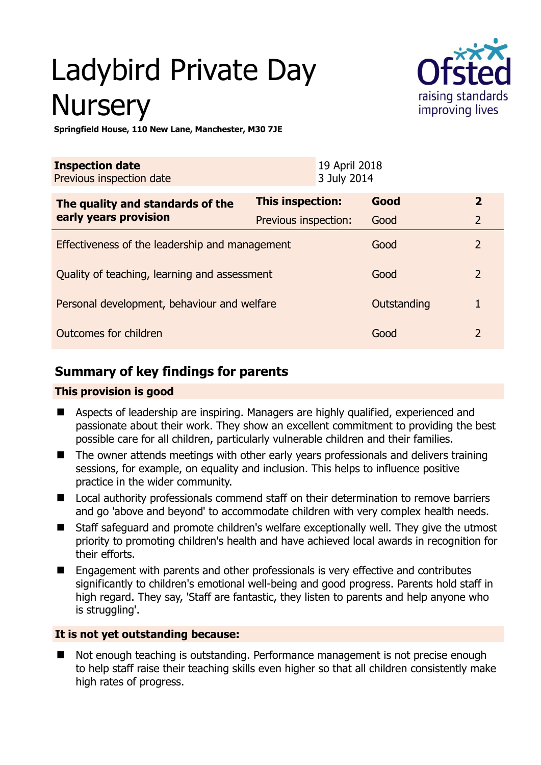# Ladybird Private Day Nursery

**Springfield House, 110 New Lane, Manchester, M30 7JE**

| **Inspection date** | 19 April 2018 |
|---|---|
| Previous inspection date | 3 July 2014 |

| **The quality and standards of the early years provision** | **This inspection:** | **Good** | **2** |
|---|---|---|---|
| | Previous inspection: | Good | 2 |
| Effectiveness of the leadership and management | | Good | 2 |
| Quality of teaching, learning and assessment | | Good | 2 |
| Personal development, behaviour and welfare | | Outstanding | 1 |
| Outcomes for children | | Good | 2 |

## Summary of key findings for parents

**This provision is good**

- Aspects of leadership are inspiring. Managers are highly qualified, experienced and passionate about their work. They show an excellent commitment to providing the best possible care for all children, particularly vulnerable children and their families.
- The owner attends meetings with other early years professionals and delivers training sessions, for example, on equality and inclusion. This helps to influence positive practice in the wider community.
- Local authority professionals commend staff on their determination to remove barriers and go 'above and beyond' to accommodate children with very complex health needs.
- Staff safeguard and promote children's welfare exceptionally well. They give the utmost priority to promoting children's health and have achieved local awards in recognition for their efforts.
- Engagement with parents and other professionals is very effective and contributes significantly to children's emotional well-being and good progress. Parents hold staff in high regard. They say, 'Staff are fantastic, they listen to parents and help anyone who is struggling'.

**It is not yet outstanding because:**

- Not enough teaching is outstanding. Performance management is not precise enough to help staff raise their teaching skills even higher so that all children consistently make high rates of progress.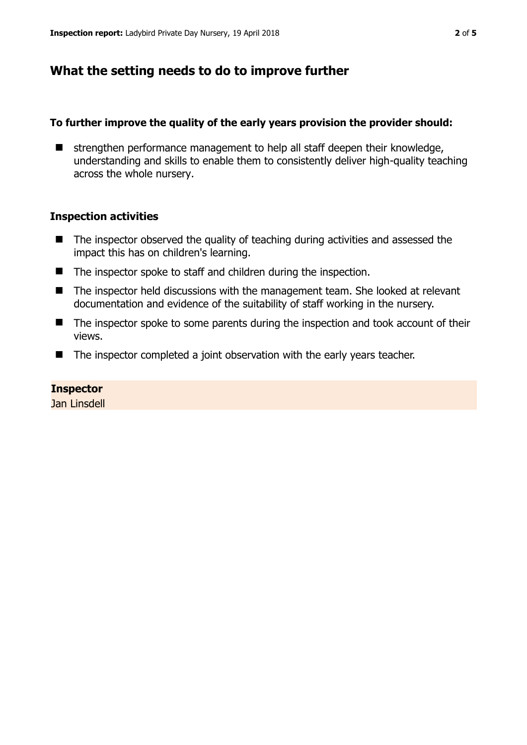## What the setting needs to do to improve further

**To further improve the quality of the early years provision the provider should:**

- strengthen performance management to help all staff deepen their knowledge, understanding and skills to enable them to consistently deliver high-quality teaching across the whole nursery.

### Inspection activities

- The inspector observed the quality of teaching during activities and assessed the impact this has on children's learning.
- The inspector spoke to staff and children during the inspection.
- The inspector held discussions with the management team. She looked at relevant documentation and evidence of the suitability of staff working in the nursery.
- The inspector spoke to some parents during the inspection and took account of their views.
- The inspector completed a joint observation with the early years teacher.

**Inspector**
Jan Linsdell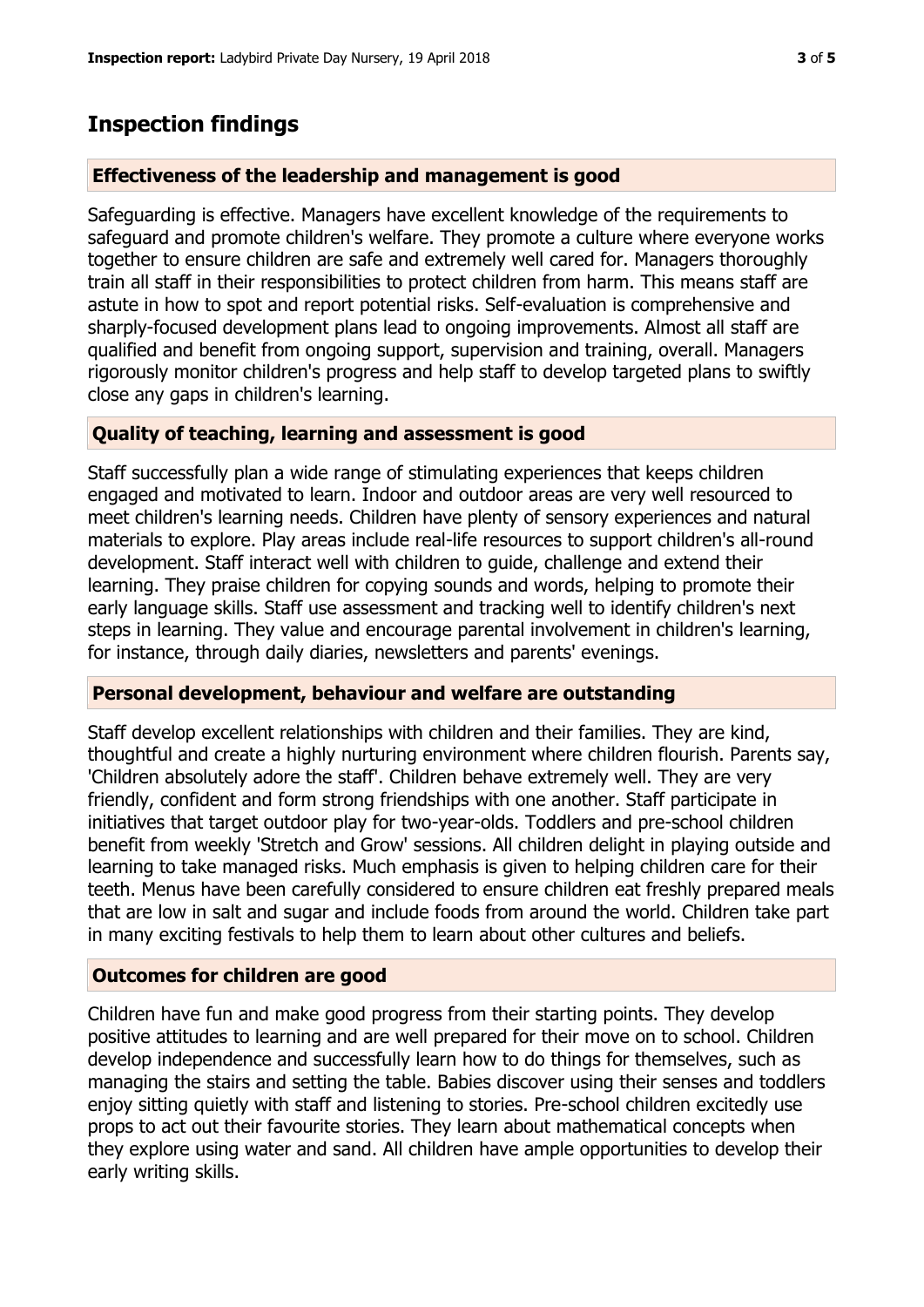## Inspection findings

### Effectiveness of the leadership and management is good

Safeguarding is effective. Managers have excellent knowledge of the requirements to safeguard and promote children's welfare. They promote a culture where everyone works together to ensure children are safe and extremely well cared for. Managers thoroughly train all staff in their responsibilities to protect children from harm. This means staff are astute in how to spot and report potential risks. Self-evaluation is comprehensive and sharply-focused development plans lead to ongoing improvements. Almost all staff are qualified and benefit from ongoing support, supervision and training, overall. Managers rigorously monitor children's progress and help staff to develop targeted plans to swiftly close any gaps in children's learning.

### Quality of teaching, learning and assessment is good

Staff successfully plan a wide range of stimulating experiences that keeps children engaged and motivated to learn. Indoor and outdoor areas are very well resourced to meet children's learning needs. Children have plenty of sensory experiences and natural materials to explore. Play areas include real-life resources to support children's all-round development. Staff interact well with children to guide, challenge and extend their learning. They praise children for copying sounds and words, helping to promote their early language skills. Staff use assessment and tracking well to identify children's next steps in learning. They value and encourage parental involvement in children's learning, for instance, through daily diaries, newsletters and parents' evenings.

### Personal development, behaviour and welfare are outstanding

Staff develop excellent relationships with children and their families. They are kind, thoughtful and create a highly nurturing environment where children flourish. Parents say, 'Children absolutely adore the staff'. Children behave extremely well. They are very friendly, confident and form strong friendships with one another. Staff participate in initiatives that target outdoor play for two-year-olds. Toddlers and pre-school children benefit from weekly 'Stretch and Grow' sessions. All children delight in playing outside and learning to take managed risks. Much emphasis is given to helping children care for their teeth. Menus have been carefully considered to ensure children eat freshly prepared meals that are low in salt and sugar and include foods from around the world. Children take part in many exciting festivals to help them to learn about other cultures and beliefs.

### Outcomes for children are good

Children have fun and make good progress from their starting points. They develop positive attitudes to learning and are well prepared for their move on to school. Children develop independence and successfully learn how to do things for themselves, such as managing the stairs and setting the table. Babies discover using their senses and toddlers enjoy sitting quietly with staff and listening to stories. Pre-school children excitedly use props to act out their favourite stories. They learn about mathematical concepts when they explore using water and sand. All children have ample opportunities to develop their early writing skills.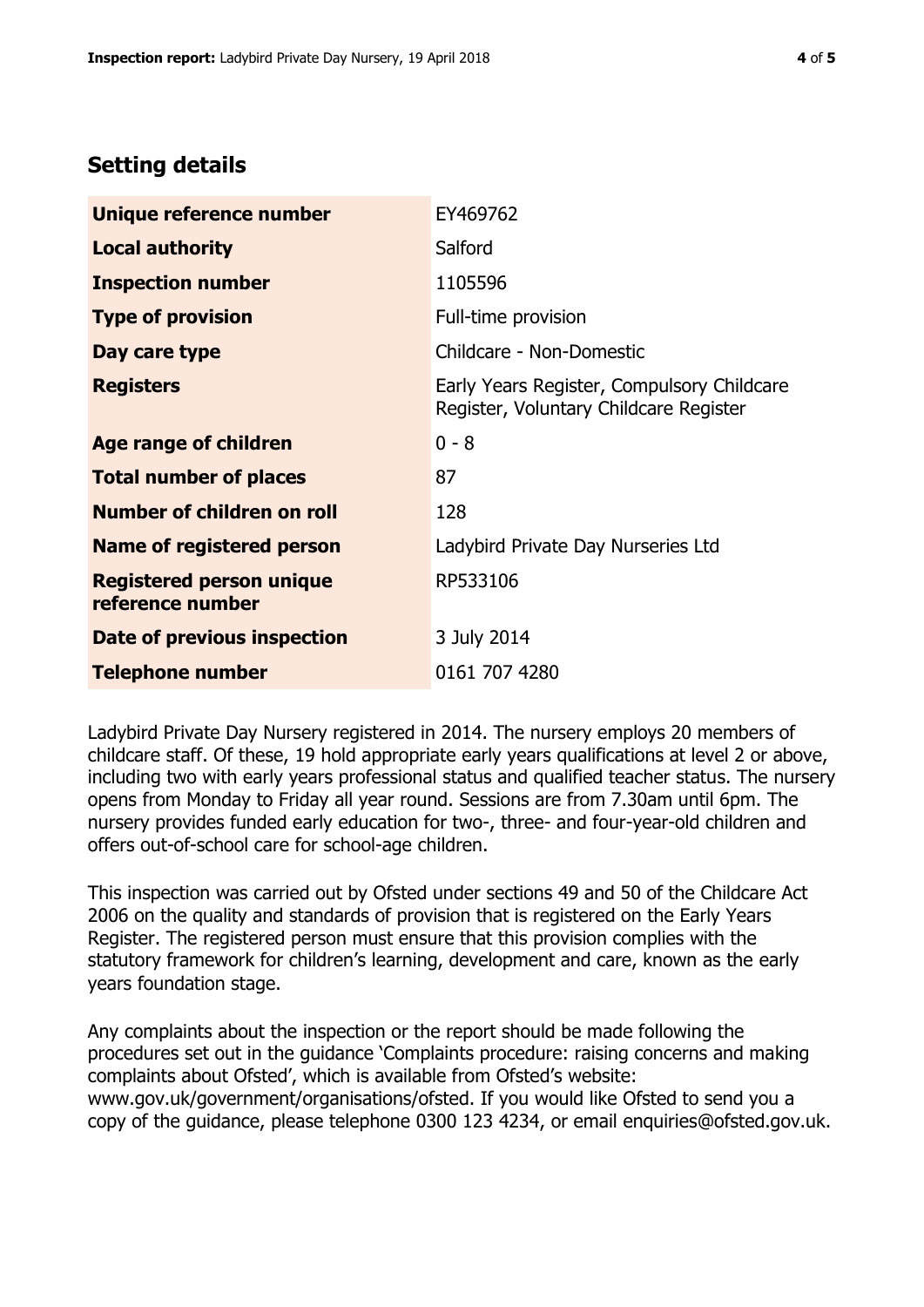## Setting details

| | |
|---|---|
| **Unique reference number** | EY469762 |
| **Local authority** | Salford |
| **Inspection number** | 1105596 |
| **Type of provision** | Full-time provision |
| **Day care type** | Childcare - Non-Domestic |
| **Registers** | Early Years Register, Compulsory Childcare Register, Voluntary Childcare Register |
| **Age range of children** | 0 - 8 |
| **Total number of places** | 87 |
| **Number of children on roll** | 128 |
| **Name of registered person** | Ladybird Private Day Nurseries Ltd |
| **Registered person unique reference number** | RP533106 |
| **Date of previous inspection** | 3 July 2014 |
| **Telephone number** | 0161 707 4280 |

Ladybird Private Day Nursery registered in 2014. The nursery employs 20 members of childcare staff. Of these, 19 hold appropriate early years qualifications at level 2 or above, including two with early years professional status and qualified teacher status. The nursery opens from Monday to Friday all year round. Sessions are from 7.30am until 6pm. The nursery provides funded early education for two-, three- and four-year-old children and offers out-of-school care for school-age children.

This inspection was carried out by Ofsted under sections 49 and 50 of the Childcare Act 2006 on the quality and standards of provision that is registered on the Early Years Register. The registered person must ensure that this provision complies with the statutory framework for children's learning, development and care, known as the early years foundation stage.

Any complaints about the inspection or the report should be made following the procedures set out in the guidance 'Complaints procedure: raising concerns and making complaints about Ofsted', which is available from Ofsted's website: www.gov.uk/government/organisations/ofsted. If you would like Ofsted to send you a copy of the guidance, please telephone 0300 123 4234, or email enquiries@ofsted.gov.uk.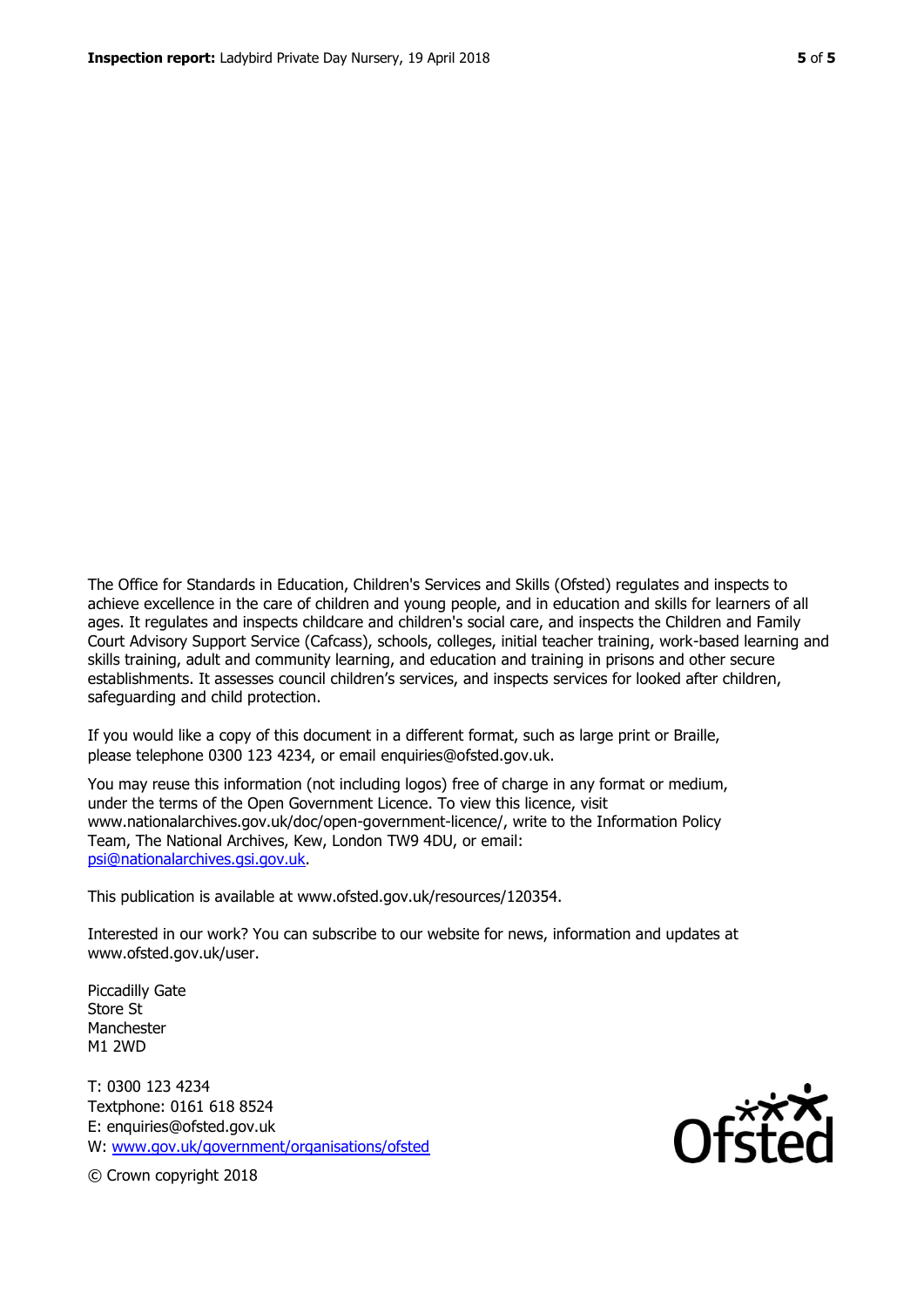The Office for Standards in Education, Children's Services and Skills (Ofsted) regulates and inspects to achieve excellence in the care of children and young people, and in education and skills for learners of all ages. It regulates and inspects childcare and children's social care, and inspects the Children and Family Court Advisory Support Service (Cafcass), schools, colleges, initial teacher training, work-based learning and skills training, adult and community learning, and education and training in prisons and other secure establishments. It assesses council children's services, and inspects services for looked after children, safeguarding and child protection.

If you would like a copy of this document in a different format, such as large print or Braille, please telephone 0300 123 4234, or email enquiries@ofsted.gov.uk.

You may reuse this information (not including logos) free of charge in any format or medium, under the terms of the Open Government Licence. To view this licence, visit www.nationalarchives.gov.uk/doc/open-government-licence/, write to the Information Policy Team, The National Archives, Kew, London TW9 4DU, or email: psi@nationalarchives.gsi.gov.uk.

This publication is available at www.ofsted.gov.uk/resources/120354.

Interested in our work? You can subscribe to our website for news, information and updates at www.ofsted.gov.uk/user.

Piccadilly Gate
Store St
Manchester
M1 2WD

T: 0300 123 4234
Textphone: 0161 618 8524
E: enquiries@ofsted.gov.uk
W: www.gov.uk/government/organisations/ofsted

© Crown copyright 2018